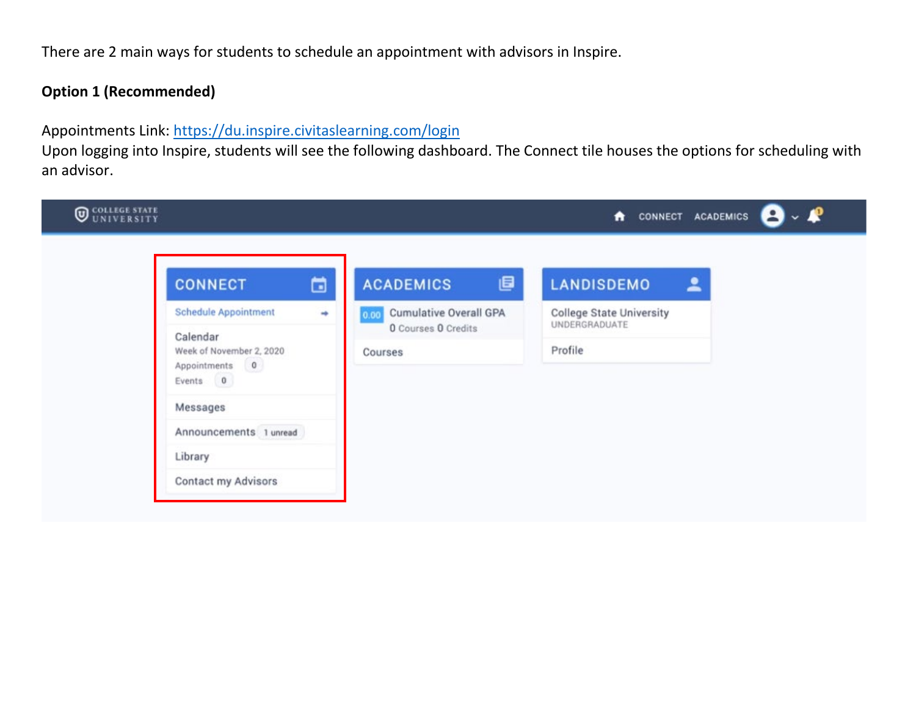There are 2 main ways for students to schedule an appointment with advisors in Inspire.

**Option 1 (Recommended)**

Appointments Link: [https://du.inspire.civitaslearning.com/login](https://du.inspire.civitaslearning.com/login)
Upon logging into Inspire, students will see the following dashboard. The Connect tile houses the options for scheduling with an advisor.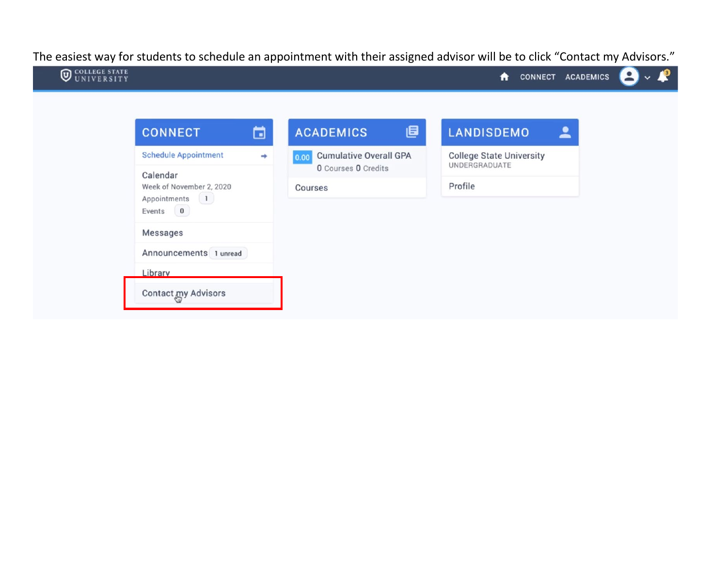The easiest way for students to schedule an appointment with their assigned advisor will be to click "Contact my Advisors."

COLLEGE STATE UNIVERSITY

CONNECT ACADEMICS

**CONNECT**

Schedule Appointment

Calendar
Week of November 2, 2020
Appointments 1
Events 0

Messages

Announcements 1 unread

Library

Contact my Advisors

**ACADEMICS**

0.00 Cumulative Overall GPA
0 Courses 0 Credits

Courses

**LANDISDEMO**

College State University
UNDERGRADUATE

Profile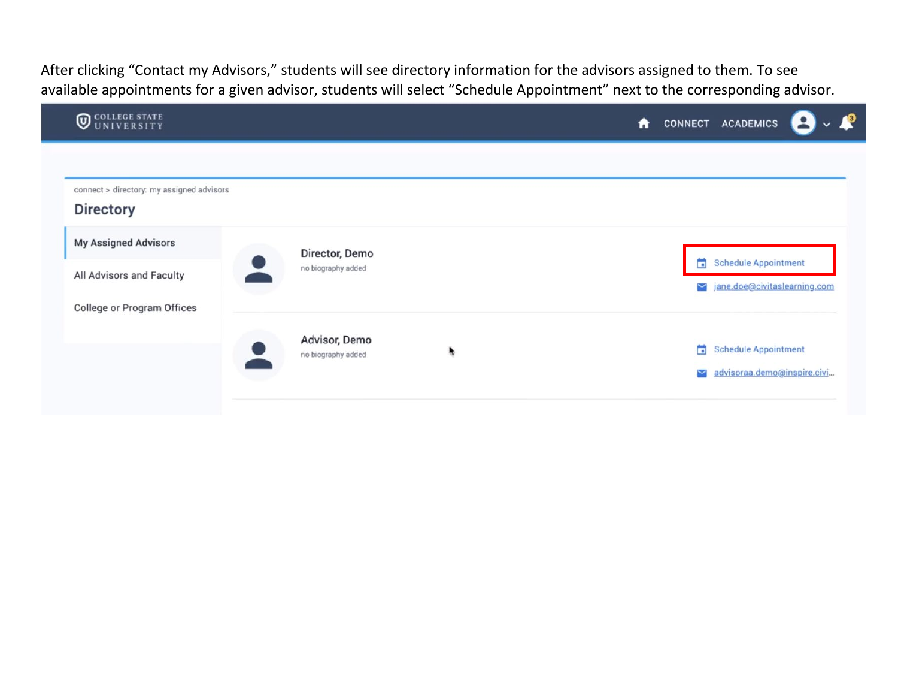After clicking "Contact my Advisors," students will see directory information for the advisors assigned to them. To see available appointments for a given advisor, students will select "Schedule Appointment" next to the corresponding advisor.

COLLEGE STATE UNIVERSITY

CONNECT ACADEMICS

connect > directory: my assigned advisors

Directory

My Assigned Advisors

All Advisors and Faculty

College or Program Offices

Director, Demo
no biography added

Schedule Appointment
jane.doe@civitaslearning.com

Advisor, Demo
no biography added

Schedule Appointment
advisoraa.demo@inspire.civi...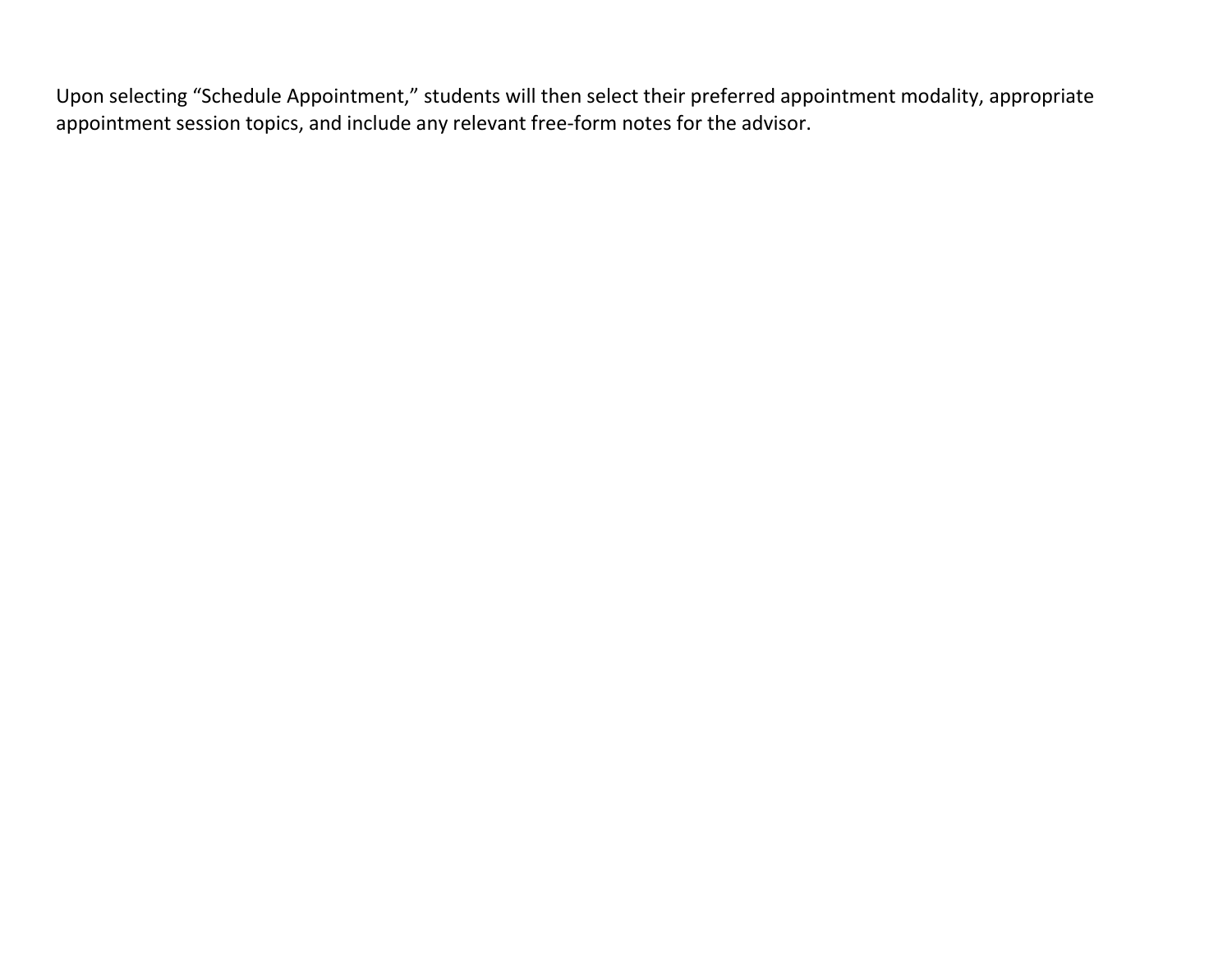Upon selecting "Schedule Appointment," students will then select their preferred appointment modality, appropriate appointment session topics, and include any relevant free-form notes for the advisor.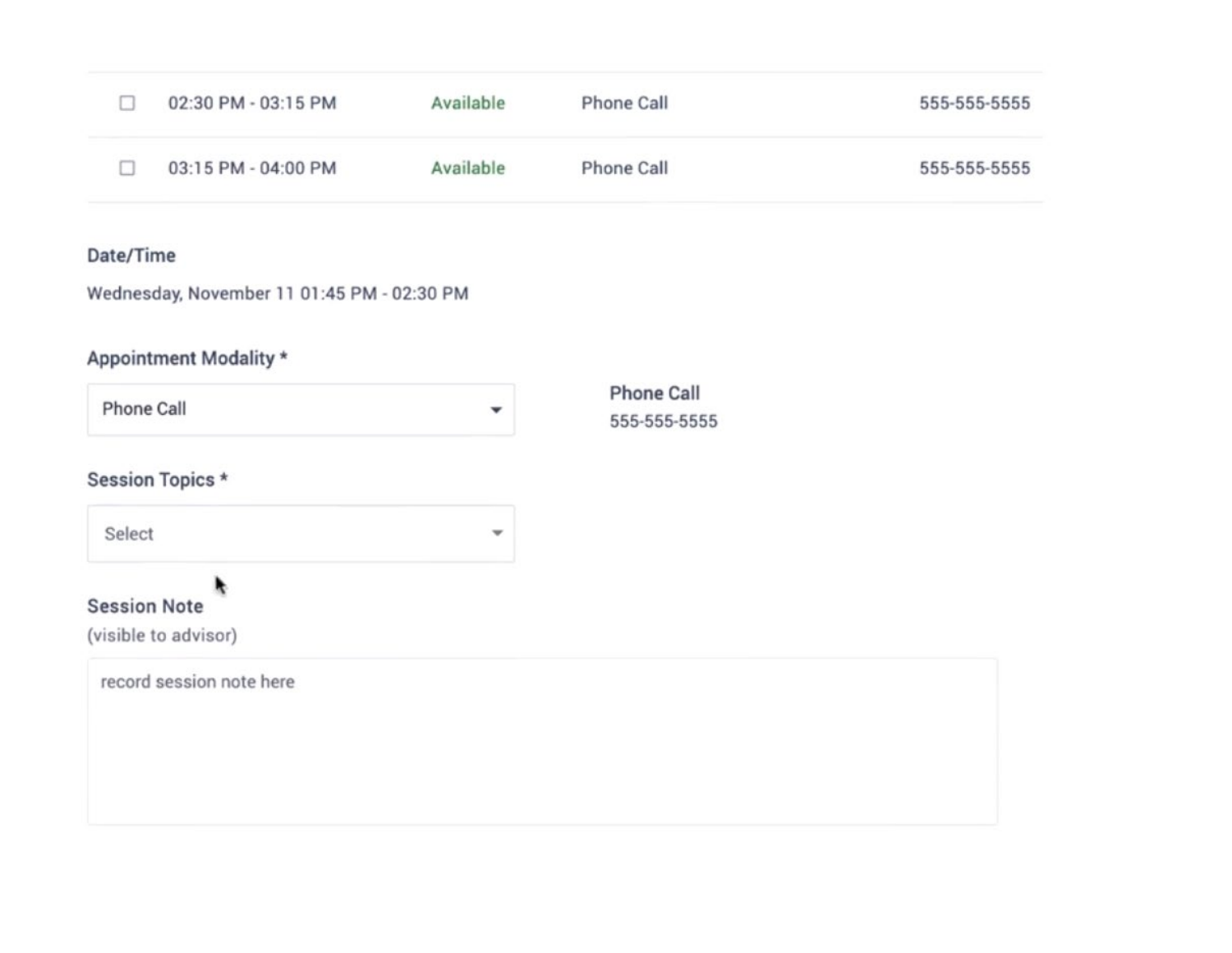| | | | | |
|---|---|---|---|---|
| ☐ | 02:30 PM - 03:15 PM | Available | Phone Call | 555-555-5555 |
| ☐ | 03:15 PM - 04:00 PM | Available | Phone Call | 555-555-5555 |

**Date/Time**

Wednesday, November 11 01:45 PM - 02:30 PM

**Appointment Modality ***

Phone Call

**Phone Call**
555-555-5555

**Session Topics ***

Select

**Session Note**
(visible to advisor)

record session note here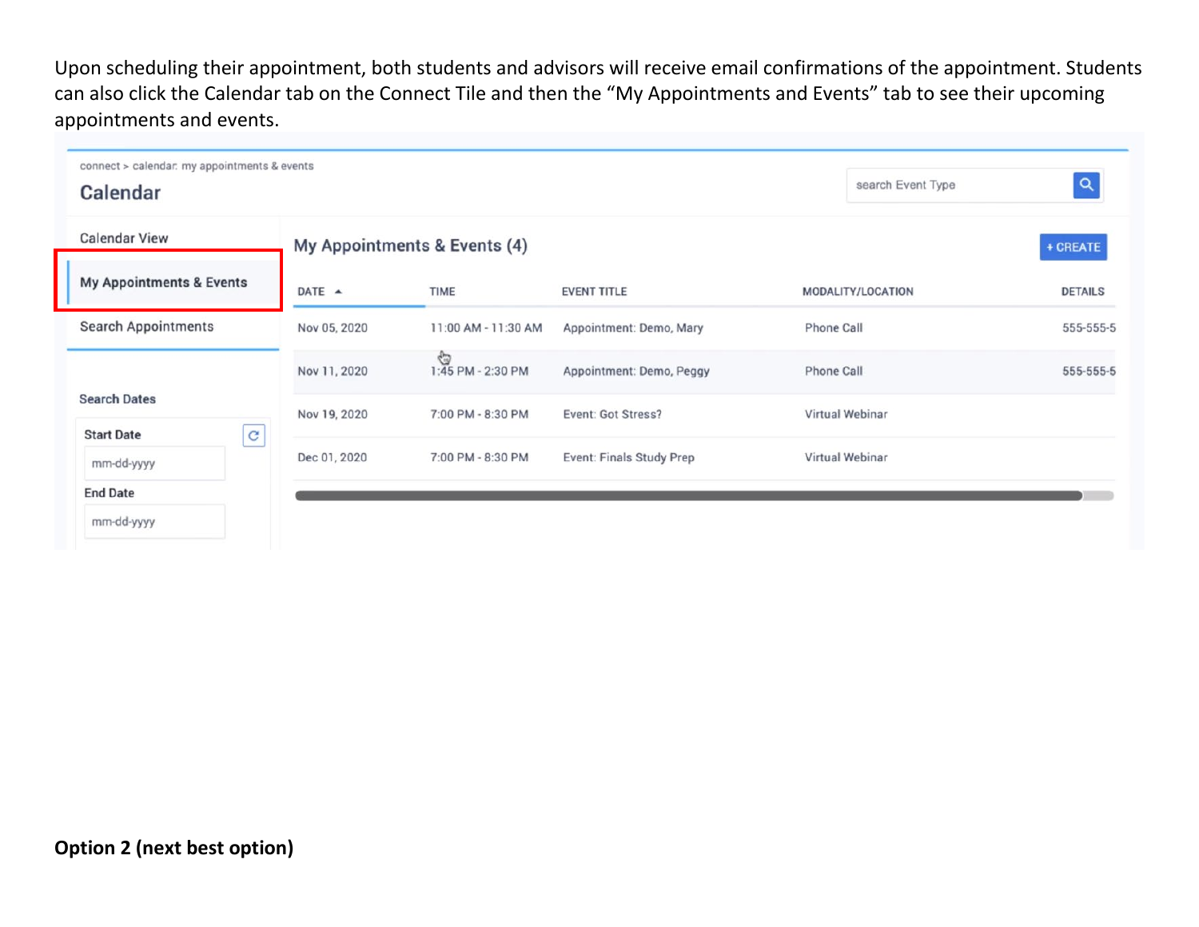Upon scheduling their appointment, both students and advisors will receive email confirmations of the appointment. Students can also click the Calendar tab on the Connect Tile and then the "My Appointments and Events" tab to see their upcoming appointments and events.

connect > calendar: my appointments & events

**Calendar**

search Event Type

- Calendar View
- My Appointments & Events
- Search Appointments

Search Dates

Start Date

mm-dd-yyyy

End Date

mm-dd-yyyy

**My Appointments & Events (4)**

+ CREATE

| DATE | TIME | EVENT TITLE | MODALITY/LOCATION | DETAILS |
|---|---|---|---|---|
| Nov 05, 2020 | 11:00 AM - 11:30 AM | Appointment: Demo, Mary | Phone Call | 555-555-5 |
| Nov 11, 2020 | 1:45 PM - 2:30 PM | Appointment: Demo, Peggy | Phone Call | 555-555-5 |
| Nov 19, 2020 | 7:00 PM - 8:30 PM | Event: Got Stress? | Virtual Webinar | |
| Dec 01, 2020 | 7:00 PM - 8:30 PM | Event: Finals Study Prep | Virtual Webinar | |

**Option 2 (next best option)**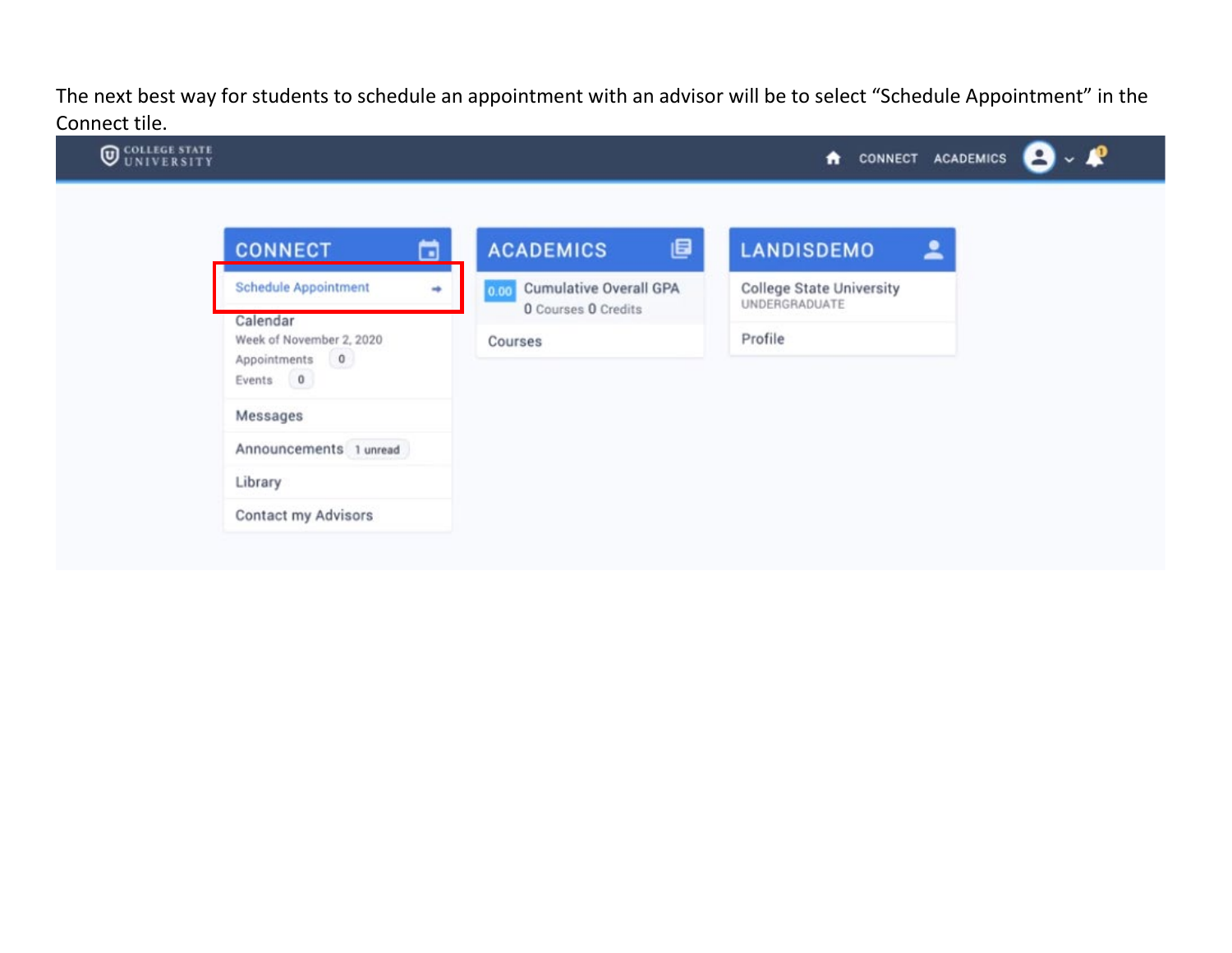The next best way for students to schedule an appointment with an advisor will be to select “Schedule Appointment” in the Connect tile.

COLLEGE STATE UNIVERSITY

CONNECT ACADEMICS

**CONNECT**

Schedule Appointment

Calendar
Week of November 2, 2020
Appointments 0
Events 0

Messages

Announcements 1 unread

Library

Contact my Advisors

**ACADEMICS**

0.00 Cumulative Overall GPA
0 Courses 0 Credits

Courses

**LANDISDEMO**

College State University
UNDERGRADUATE

Profile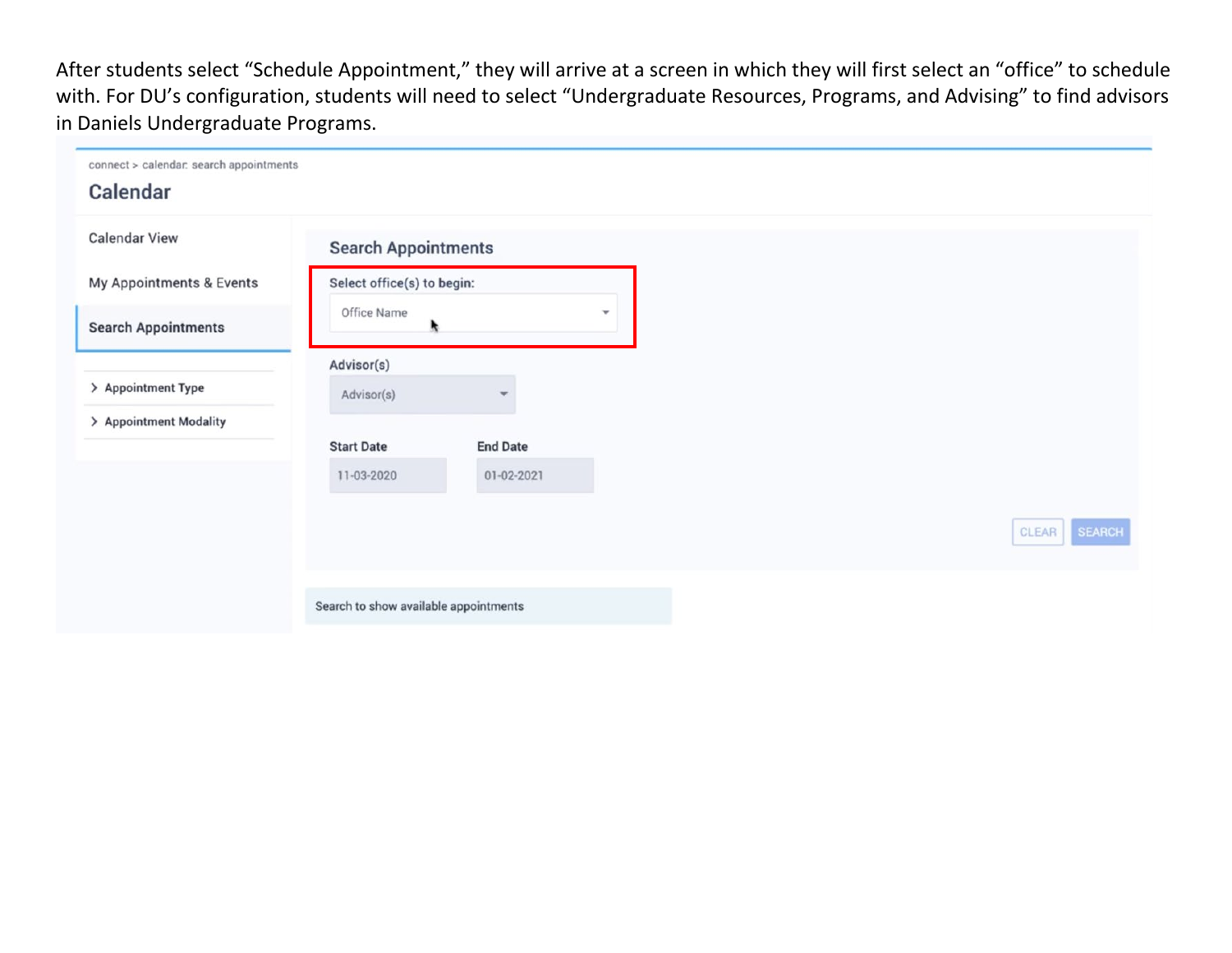After students select "Schedule Appointment," they will arrive at a screen in which they will first select an "office" to schedule with. For DU's configuration, students will need to select "Undergraduate Resources, Programs, and Advising" to find advisors in Daniels Undergraduate Programs.

connect > calendar: search appointments

Calendar

Calendar View

My Appointments & Events

Search Appointments

> Appointment Type

> Appointment Modality

Search Appointments

Select office(s) to begin:

Office Name

Advisor(s)

Advisor(s)

Start Date

11-03-2020

End Date

01-02-2021

CLEAR

SEARCH

Search to show available appointments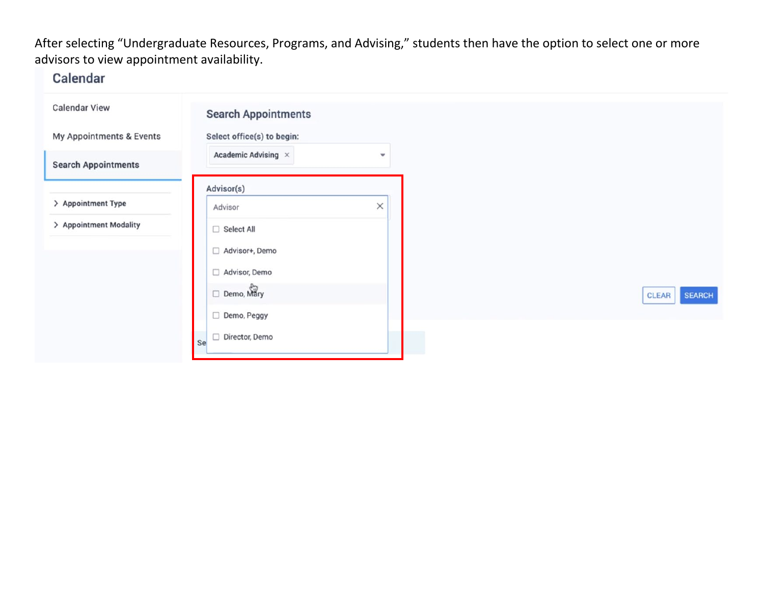After selecting “Undergraduate Resources, Programs, and Advising,” students then have the option to select one or more advisors to view appointment availability.

Calendar

Calendar View

My Appointments & Events

Search Appointments

> Appointment Type

> Appointment Modality

Search Appointments

Select office(s) to begin:

Academic Advising ×

Advisor(s)

Advisor

- Select All
- Advisor+, Demo
- Advisor, Demo
- Demo, Mary
- Demo, Peggy
- Director, Demo

CLEAR SEARCH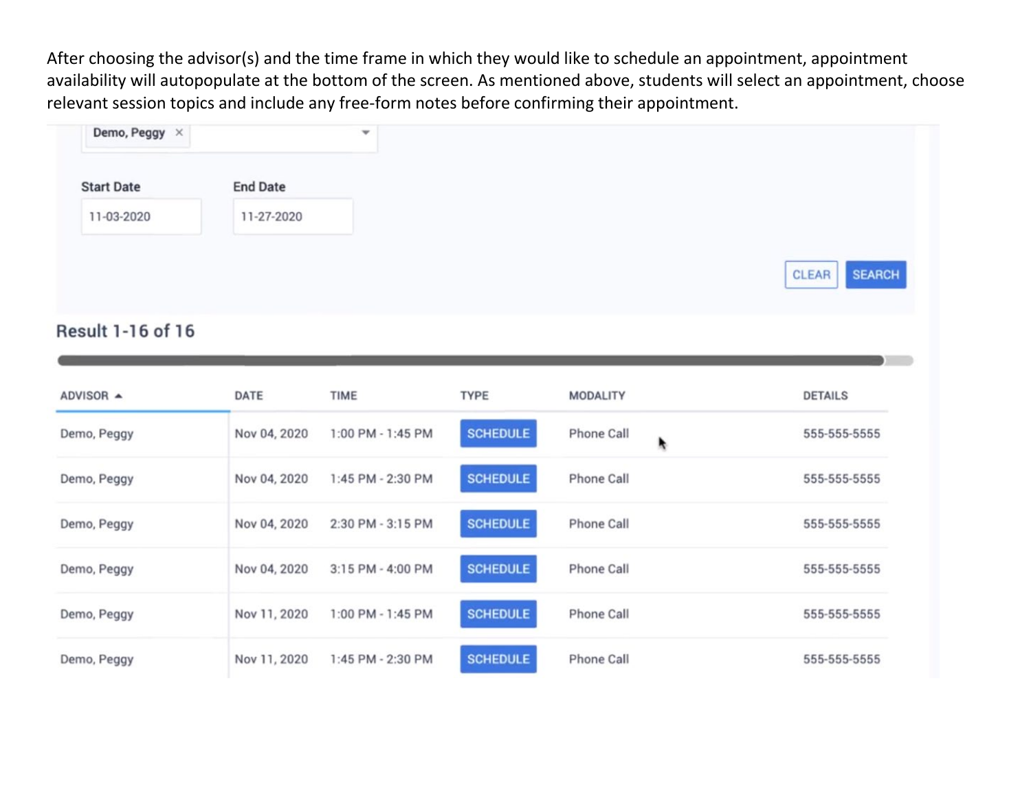After choosing the advisor(s) and the time frame in which they would like to schedule an appointment, appointment availability will autopopulate at the bottom of the screen. As mentioned above, students will select an appointment, choose relevant session topics and include any free-form notes before confirming their appointment.

Demo, Peggy ×

Start Date: 11-03-2020

End Date: 11-27-2020

CLEAR SEARCH

**Result 1-16 of 16**

| ADVISOR ▲ | DATE | TIME | TYPE | MODALITY | DETAILS |
|---|---|---|---|---|---|
| Demo, Peggy | Nov 04, 2020 | 1:00 PM - 1:45 PM | SCHEDULE | Phone Call | 555-555-5555 |
| Demo, Peggy | Nov 04, 2020 | 1:45 PM - 2:30 PM | SCHEDULE | Phone Call | 555-555-5555 |
| Demo, Peggy | Nov 04, 2020 | 2:30 PM - 3:15 PM | SCHEDULE | Phone Call | 555-555-5555 |
| Demo, Peggy | Nov 04, 2020 | 3:15 PM - 4:00 PM | SCHEDULE | Phone Call | 555-555-5555 |
| Demo, Peggy | Nov 11, 2020 | 1:00 PM - 1:45 PM | SCHEDULE | Phone Call | 555-555-5555 |
| Demo, Peggy | Nov 11, 2020 | 1:45 PM - 2:30 PM | SCHEDULE | Phone Call | 555-555-5555 |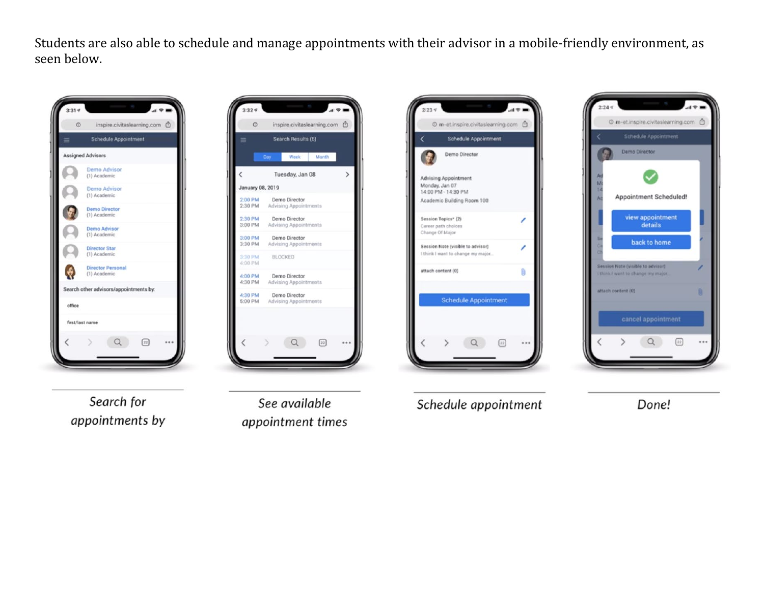Students are also able to schedule and manage appointments with their advisor in a mobile-friendly environment, as seen below.

*Search for appointments by*

*See available appointment times*

*Schedule appointment*

*Done!*